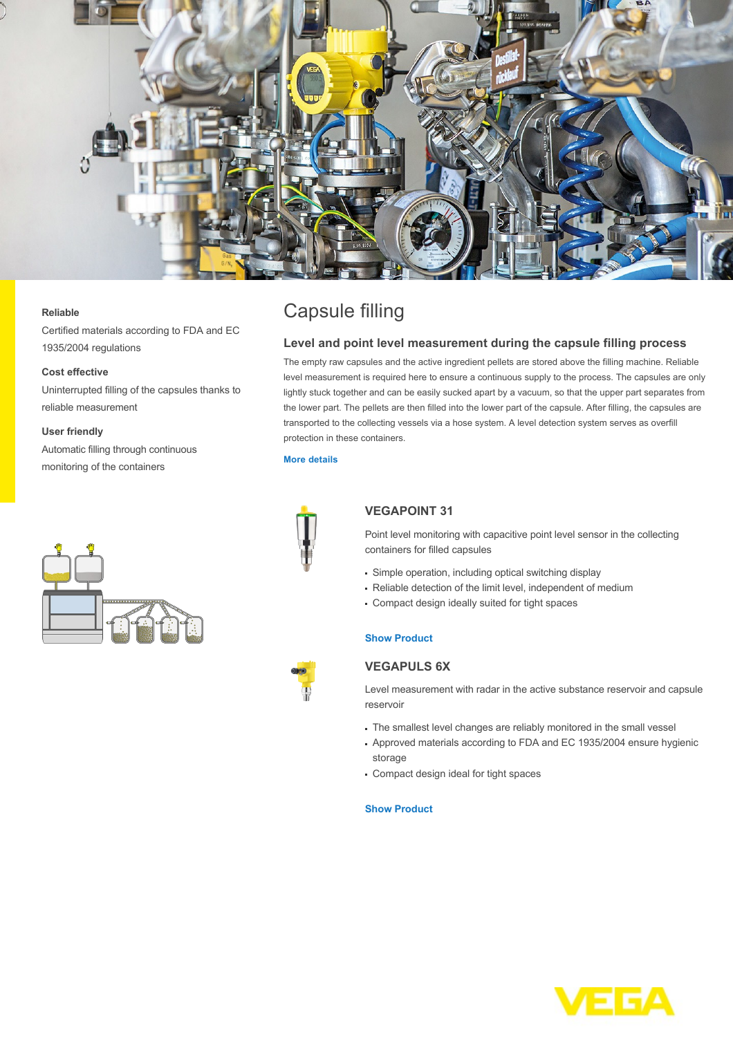# Capsule filling

## Level and point level measurement during the capsule filling process

The empty raw capsules and the active ingredient pellets are stored above the filling machine. Reliable level measurement is required here to ensure a continuous supply to the process. The capsules are only lightly stuck together and can be easily sucked apart by a vacuum, so that the upper part separates from the lower part. The pellets are then filled into the lower part of the capsule. After filling, the capsules are transported to the collecting vessels via a hose system. A level detection system serves as overfill protection in these containers.

More details

**Reliable**

Certified materials according to FDA and EC 1935/2004 regulations

**Cost effective**

Uninterrupted filling of the capsules thanks to reliable measurement

**User friendly**

Automatic filling through continuous monitoring of the containers

### VEGAPOINT 31

Point level monitoring with capacitive point level sensor in the collecting containers for filled capsules

- Simple operation, including optical switching display
- Reliable detection of the limit level, independent of medium
- Compact design ideally suited for tight spaces

Show Product

### VEGAPULS 6X

Level measurement with radar in the active substance reservoir and capsule reservoir

- The smallest level changes are reliably monitored in the small vessel
- Approved materials according to FDA and EC 1935/2004 ensure hygienic storage
- Compact design ideal for tight spaces

Show Product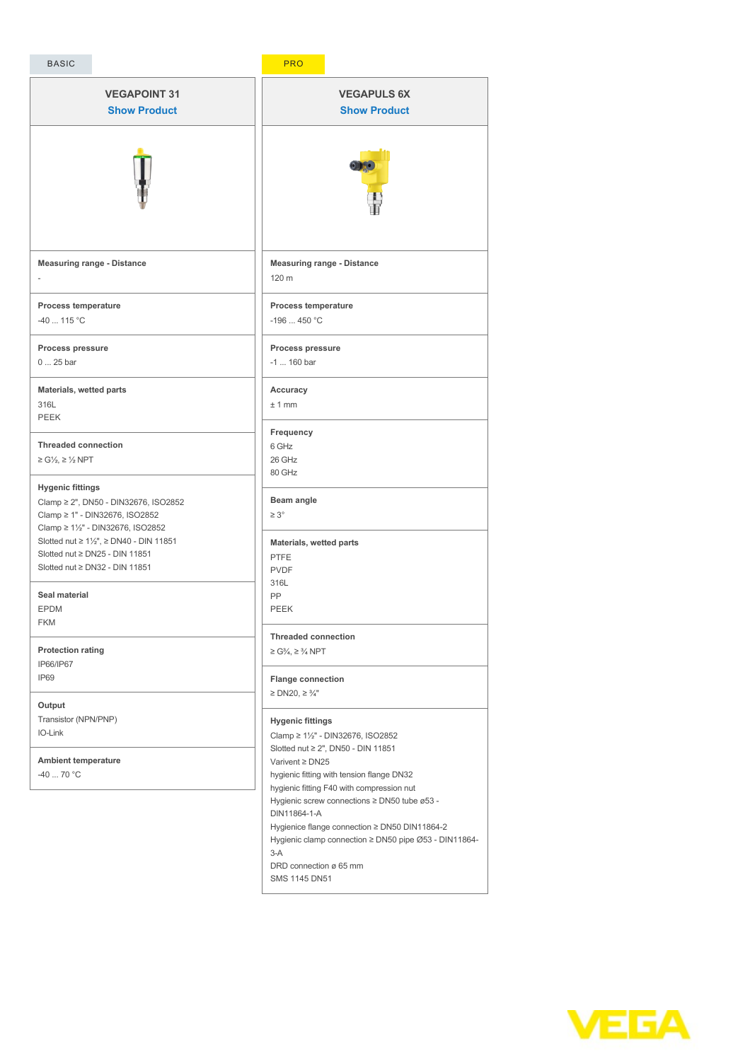BASIC

## VEGAPOINT 31

Show Product

**Measuring range - Distance**
-

**Process temperature**
-40 ... 115 °C

**Process pressure**
0 ... 25 bar

**Materials, wetted parts**
316L
PEEK

**Threaded connection**
≥ G½, ≥ ½ NPT

**Hygenic fittings**
Clamp ≥ 2", DN50 - DIN32676, ISO2852
Clamp ≥ 1" - DIN32676, ISO2852
Clamp ≥ 1½" - DIN32676, ISO2852
Slotted nut ≥ 1½", ≥ DN40 - DIN 11851
Slotted nut ≥ DN25 - DIN 11851
Slotted nut ≥ DN32 - DIN 11851

**Seal material**
EPDM
FKM

**Protection rating**
IP66/IP67
IP69

**Output**
Transistor (NPN/PNP)
IO-Link

**Ambient temperature**
-40 ... 70 °C

PRO

## VEGAPULS 6X

Show Product

**Measuring range - Distance**
120 m

**Process temperature**
-196 ... 450 °C

**Process pressure**
-1 ... 160 bar

**Accuracy**
± 1 mm

**Frequency**
6 GHz
26 GHz
80 GHz

**Beam angle**
≥ 3°

**Materials, wetted parts**
PTFE
PVDF
316L
PP
PEEK

**Threaded connection**
≥ G¾, ≥ ¾ NPT

**Flange connection**
≥ DN20, ≥ ¾"

**Hygenic fittings**
Clamp ≥ 1½" - DIN32676, ISO2852
Slotted nut ≥ 2", DN50 - DIN 11851
Varivent ≥ DN25
hygienic fitting with tension flange DN32
hygienic fitting F40 with compression nut
Hygienic screw connections ≥ DN50 tube ø53 - DIN11864-1-A
Hygienice flange connection ≥ DN50 DIN11864-2
Hygienic clamp connection ≥ DN50 pipe Ø53 - DIN11864-3-A
DRD connection ø 65 mm
SMS 1145 DN51